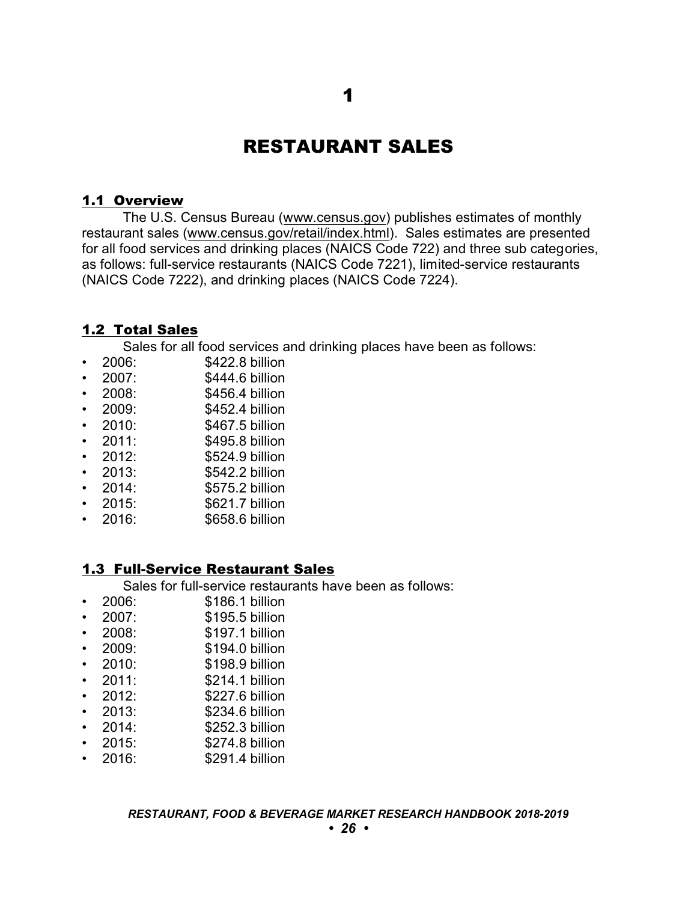# 1

# RESTAURANT SALES

## 1.1 Overview

The U.S. Census Bureau (www.census.gov) publishes estimates of monthly restaurant sales (www.census.gov/retail/index.html). Sales estimates are presented for all food services and drinking places (NAICS Code 722) and three sub categories, as follows: full-service restaurants (NAICS Code 7221), limited-service restaurants (NAICS Code 7222), and drinking places (NAICS Code 7224).

## 1.2 Total Sales

Sales for all food services and drinking places have been as follows:

- 2006: $422.8 billion
- 2007: $444.6 billion
- 2008: $456.4 billion
- 2009: $452.4 billion
- 2010: $467.5 billion
- 2011: $495.8 billion
- 2012: $524.9 billion
- 2013: $542.2 billion
- 2014: $575.2 billion
- 2015: $621.7 billion
- 2016: $658.6 billion

## 1.3 Full-Service Restaurant Sales

Sales for full-service restaurants have been as follows:

- 2006: $186.1 billion
- 2007: $195.5 billion
- 2008: $197.1 billion
- 2009: $194.0 billion
- 2010: $198.9 billion
- 2011: $214.1 billion
- 2012: $227.6 billion
- 2013: $234.6 billion
- 2014: $252.3 billion
- 2015: $274.8 billion
- 2016: $291.4 billion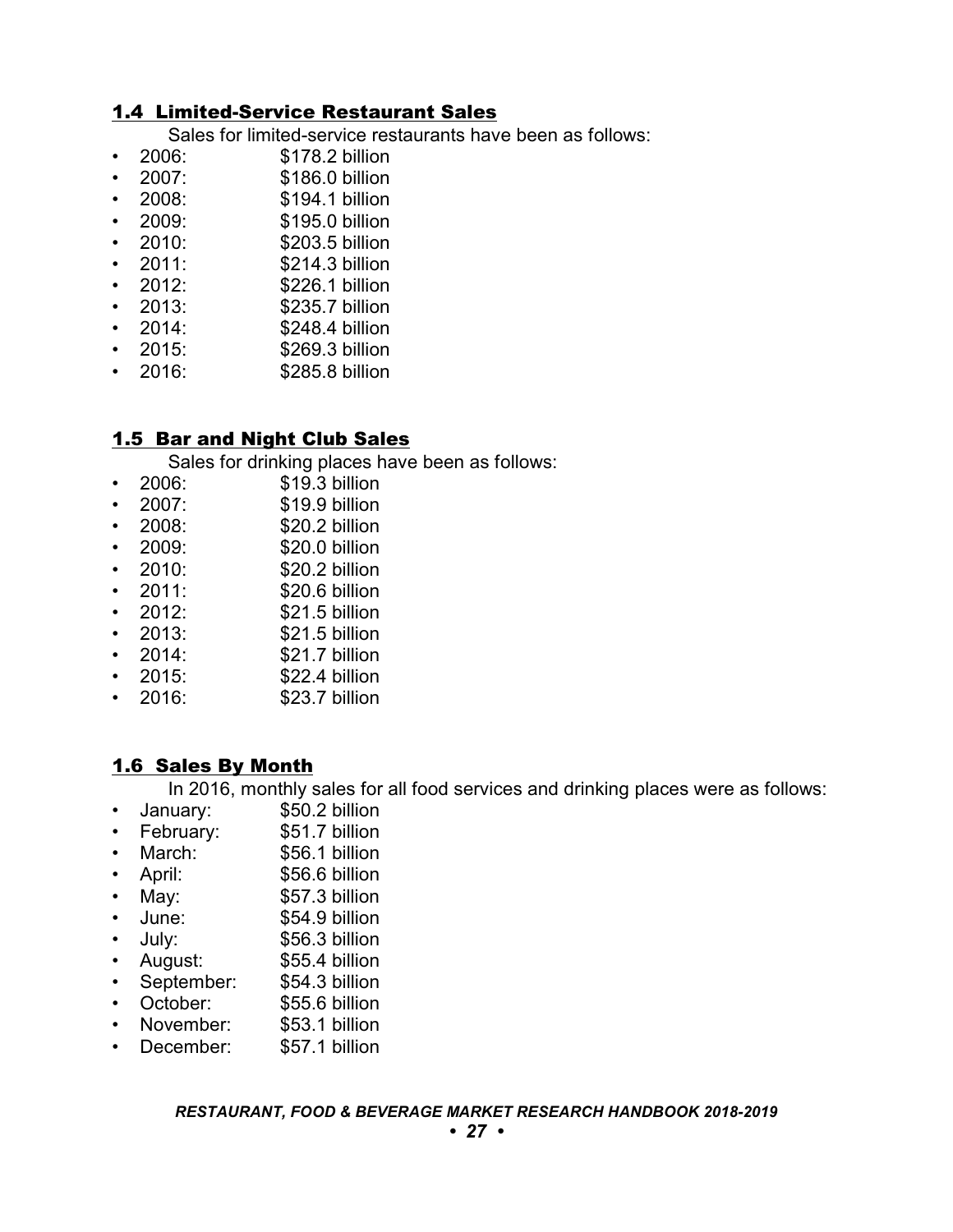## 1.4 Limited-Service Restaurant Sales

Sales for limited-service restaurants have been as follows:

- 2006: $178.2 billion
- 2007: $186.0 billion
- 2008: $194.1 billion
- 2009: $195.0 billion
- 2010: $203.5 billion
- 2011: $214.3 billion
- 2012: $226.1 billion
- 2013: $235.7 billion
- 2014: $248.4 billion
- 2015: $269.3 billion
- 2016: $285.8 billion

## 1.5 Bar and Night Club Sales

Sales for drinking places have been as follows:

- 2006: $19.3 billion
- 2007: $19.9 billion
- 2008: $20.2 billion
- 2009: $20.0 billion
- 2010: $20.2 billion
- 2011: $20.6 billion
- 2012: $21.5 billion
- 2013: $21.5 billion
- 2014: $21.7 billion
- 2015: $22.4 billion
- 2016: $23.7 billion

## 1.6 Sales By Month

In 2016, monthly sales for all food services and drinking places were as follows:

- January: $50.2 billion
- February: $51.7 billion
- March: $56.1 billion
- April: $56.6 billion
- May: $57.3 billion
- June: $54.9 billion
- July: $56.3 billion
- August: $55.4 billion
- September: $54.3 billion
- October: $55.6 billion
- November: $53.1 billion
- December: $57.1 billion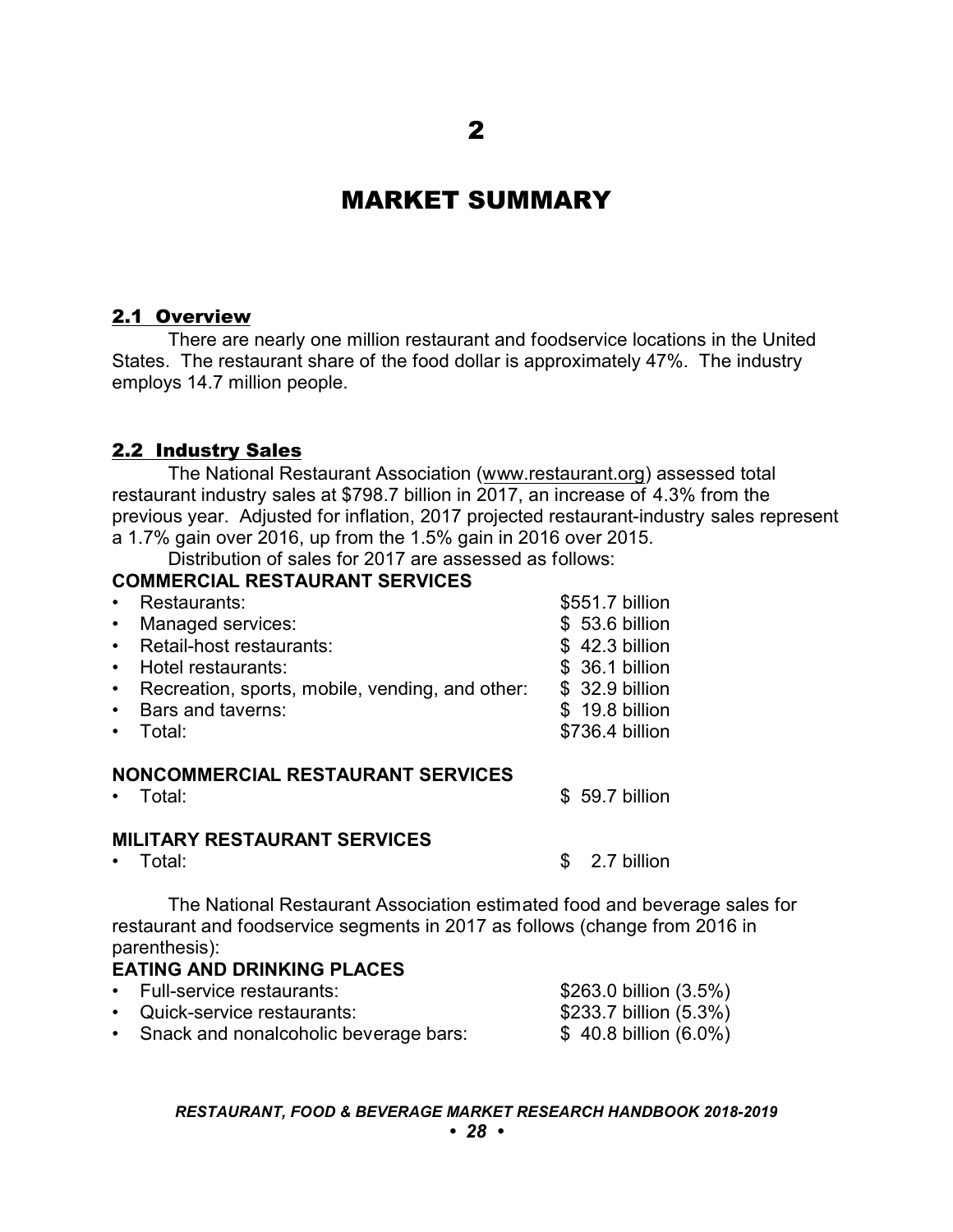# 2

# MARKET SUMMARY

## 2.1 Overview

There are nearly one million restaurant and foodservice locations in the United States. The restaurant share of the food dollar is approximately 47%. The industry employs 14.7 million people.

## 2.2 Industry Sales

The National Restaurant Association (www.restaurant.org) assessed total restaurant industry sales at $798.7 billion in 2017, an increase of 4.3% from the previous year. Adjusted for inflation, 2017 projected restaurant-industry sales represent a 1.7% gain over 2016, up from the 1.5% gain in 2016 over 2015.

Distribution of sales for 2017 are assessed as follows:

**COMMERCIAL RESTAURANT SERVICES**

- Restaurants: $551.7 billion
- Managed services: $ 53.6 billion
- Retail-host restaurants: $ 42.3 billion
- Hotel restaurants: $ 36.1 billion
- Recreation, sports, mobile, vending, and other: $ 32.9 billion
- Bars and taverns: $ 19.8 billion
- Total: $736.4 billion

**NONCOMMERCIAL RESTAURANT SERVICES**

- Total: $ 59.7 billion

**MILITARY RESTAURANT SERVICES**

- Total: $ 2.7 billion

The National Restaurant Association estimated food and beverage sales for restaurant and foodservice segments in 2017 as follows (change from 2016 in parenthesis):

**EATING AND DRINKING PLACES**

- Full-service restaurants: $263.0 billion (3.5%)
- Quick-service restaurants: $233.7 billion (5.3%)
- Snack and nonalcoholic beverage bars: $ 40.8 billion (6.0%)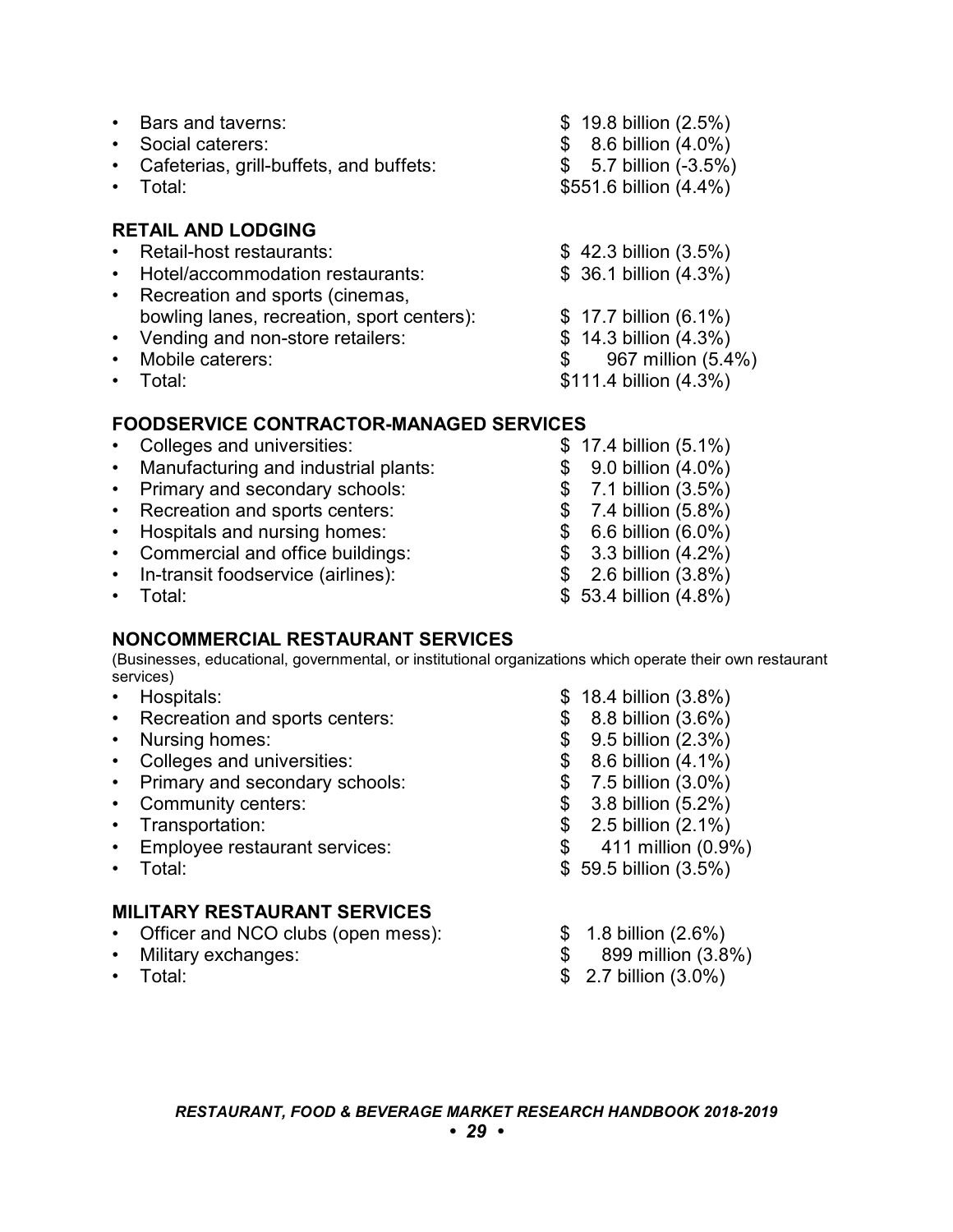- Bars and taverns: $ 19.8 billion (2.5%)
- Social caterers: $ 8.6 billion (4.0%)
- Cafeterias, grill-buffets, and buffets: $ 5.7 billion (-3.5%)
- Total: $551.6 billion (4.4%)

### RETAIL AND LODGING

- Retail-host restaurants: $ 42.3 billion (3.5%)
- Hotel/accommodation restaurants: $ 36.1 billion (4.3%)
- Recreation and sports (cinemas, bowling lanes, recreation, sport centers): $ 17.7 billion (6.1%)
- Vending and non-store retailers: $ 14.3 billion (4.3%)
- Mobile caterers: $ 967 million (5.4%)
- Total: $111.4 billion (4.3%)

### FOODSERVICE CONTRACTOR-MANAGED SERVICES

- Colleges and universities: $ 17.4 billion (5.1%)
- Manufacturing and industrial plants: $ 9.0 billion (4.0%)
- Primary and secondary schools: $ 7.1 billion (3.5%)
- Recreation and sports centers: $ 7.4 billion (5.8%)
- Hospitals and nursing homes: $ 6.6 billion (6.0%)
- Commercial and office buildings: $ 3.3 billion (4.2%)
- In-transit foodservice (airlines): $ 2.6 billion (3.8%)
- Total: $ 53.4 billion (4.8%)

### NONCOMMERCIAL RESTAURANT SERVICES

(Businesses, educational, governmental, or institutional organizations which operate their own restaurant services)

- Hospitals: $ 18.4 billion (3.8%)
- Recreation and sports centers: $ 8.8 billion (3.6%)
- Nursing homes: $ 9.5 billion (2.3%)
- Colleges and universities: $ 8.6 billion (4.1%)
- Primary and secondary schools: $ 7.5 billion (3.0%)
- Community centers: $ 3.8 billion (5.2%)
- Transportation: $ 2.5 billion (2.1%)
- Employee restaurant services: $ 411 million (0.9%)
- Total: $ 59.5 billion (3.5%)

### MILITARY RESTAURANT SERVICES

- Officer and NCO clubs (open mess): $ 1.8 billion (2.6%)
- Military exchanges: $ 899 million (3.8%)
- Total: $ 2.7 billion (3.0%)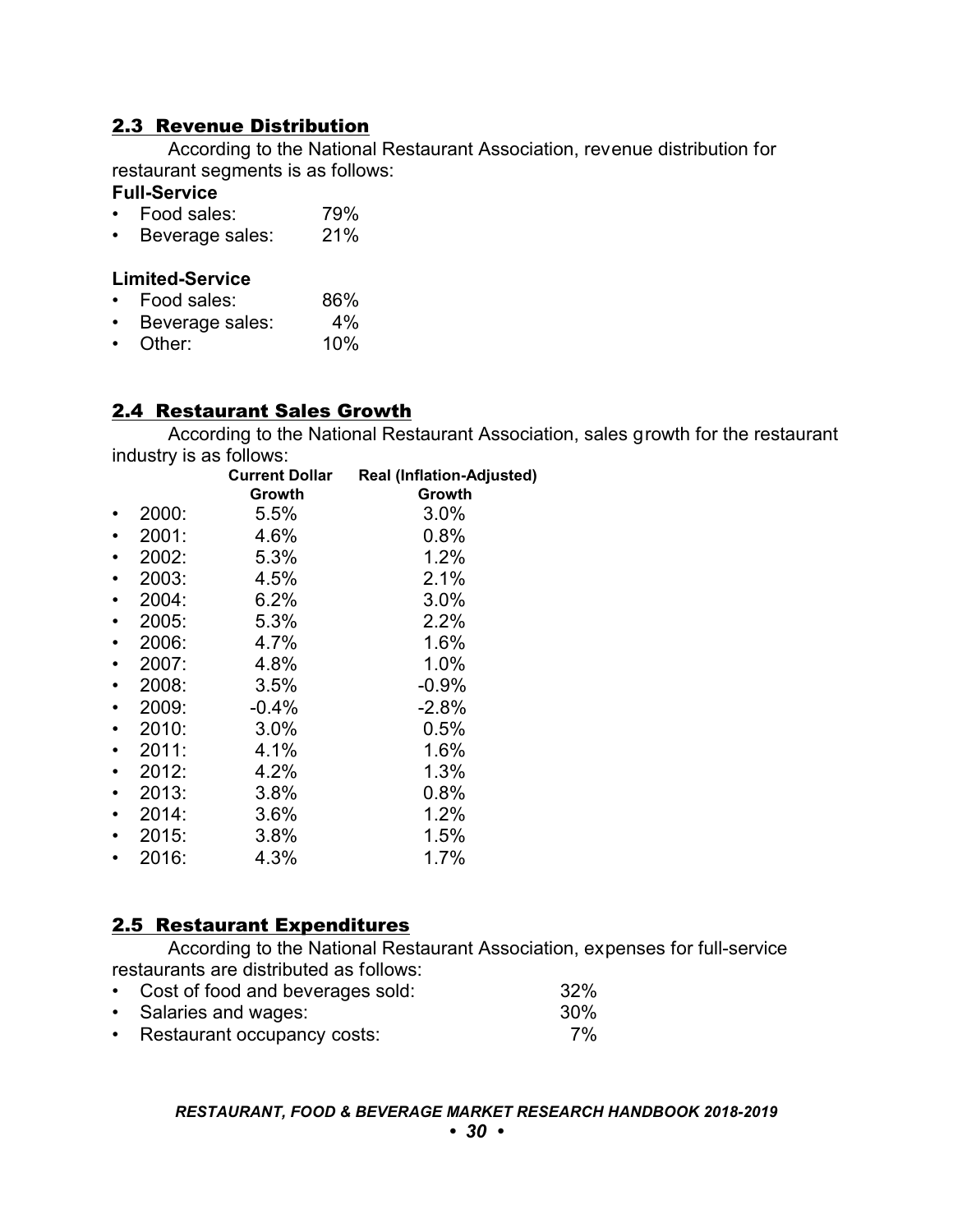## 2.3 Revenue Distribution

According to the National Restaurant Association, revenue distribution for restaurant segments is as follows:

**Full-Service**

- Food sales: 79%
- Beverage sales: 21%

**Limited-Service**

- Food sales: 86%
- Beverage sales: 4%
- Other: 10%

## 2.4 Restaurant Sales Growth

According to the National Restaurant Association, sales growth for the restaurant industry is as follows:

| Year | Current Dollar Growth | Real (Inflation-Adjusted) Growth |
|---|---|---|
| 2000: | 5.5% | 3.0% |
| 2001: | 4.6% | 0.8% |
| 2002: | 5.3% | 1.2% |
| 2003: | 4.5% | 2.1% |
| 2004: | 6.2% | 3.0% |
| 2005: | 5.3% | 2.2% |
| 2006: | 4.7% | 1.6% |
| 2007: | 4.8% | 1.0% |
| 2008: | 3.5% | -0.9% |
| 2009: | -0.4% | -2.8% |
| 2010: | 3.0% | 0.5% |
| 2011: | 4.1% | 1.6% |
| 2012: | 4.2% | 1.3% |
| 2013: | 3.8% | 0.8% |
| 2014: | 3.6% | 1.2% |
| 2015: | 3.8% | 1.5% |
| 2016: | 4.3% | 1.7% |

## 2.5 Restaurant Expenditures

According to the National Restaurant Association, expenses for full-service restaurants are distributed as follows:

- Cost of food and beverages sold: 32%
- Salaries and wages: 30%
- Restaurant occupancy costs: 7%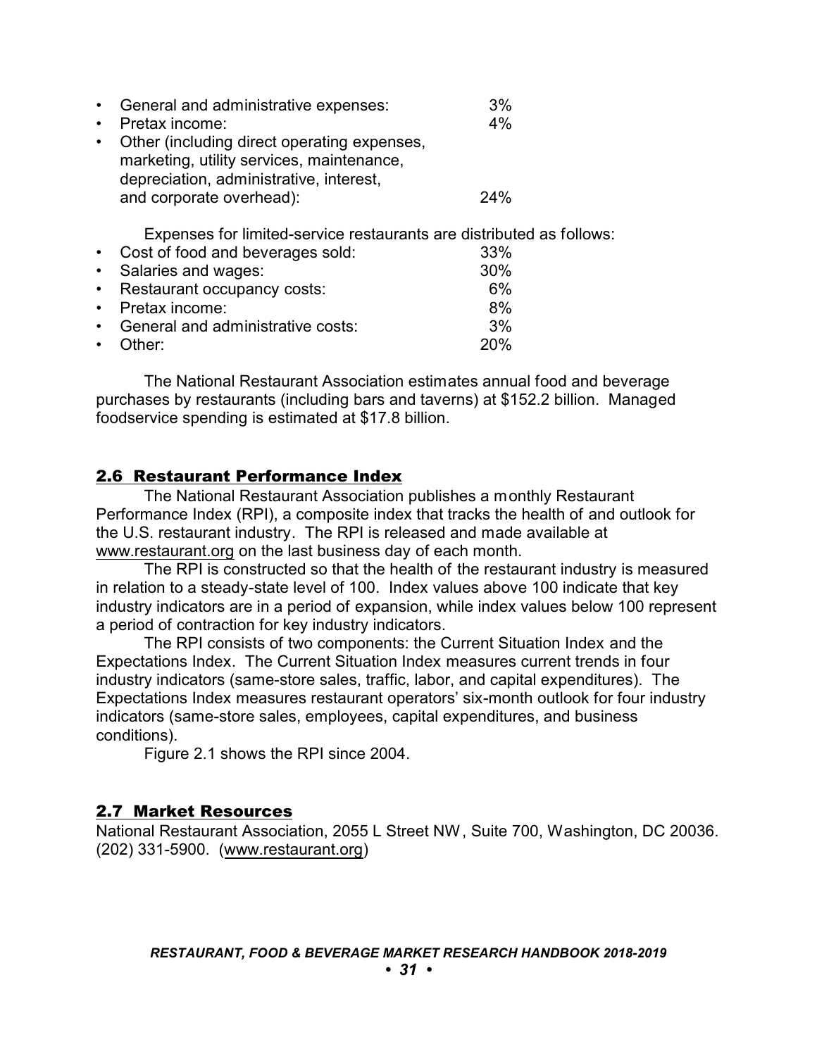- General and administrative expenses: 3%
- Pretax income: 4%
- Other (including direct operating expenses, marketing, utility services, maintenance, depreciation, administrative, interest, and corporate overhead): 24%

Expenses for limited-service restaurants are distributed as follows:

- Cost of food and beverages sold: 33%
- Salaries and wages: 30%
- Restaurant occupancy costs: 6%
- Pretax income: 8%
- General and administrative costs: 3%
- Other: 20%

The National Restaurant Association estimates annual food and beverage purchases by restaurants (including bars and taverns) at $152.2 billion. Managed foodservice spending is estimated at $17.8 billion.

## 2.6 Restaurant Performance Index

The National Restaurant Association publishes a monthly Restaurant Performance Index (RPI), a composite index that tracks the health of and outlook for the U.S. restaurant industry. The RPI is released and made available at www.restaurant.org on the last business day of each month.

The RPI is constructed so that the health of the restaurant industry is measured in relation to a steady-state level of 100. Index values above 100 indicate that key industry indicators are in a period of expansion, while index values below 100 represent a period of contraction for key industry indicators.

The RPI consists of two components: the Current Situation Index and the Expectations Index. The Current Situation Index measures current trends in four industry indicators (same-store sales, traffic, labor, and capital expenditures). The Expectations Index measures restaurant operators' six-month outlook for four industry indicators (same-store sales, employees, capital expenditures, and business conditions).

Figure 2.1 shows the RPI since 2004.

## 2.7 Market Resources

National Restaurant Association, 2055 L Street NW, Suite 700, Washington, DC 20036. (202) 331-5900. (www.restaurant.org)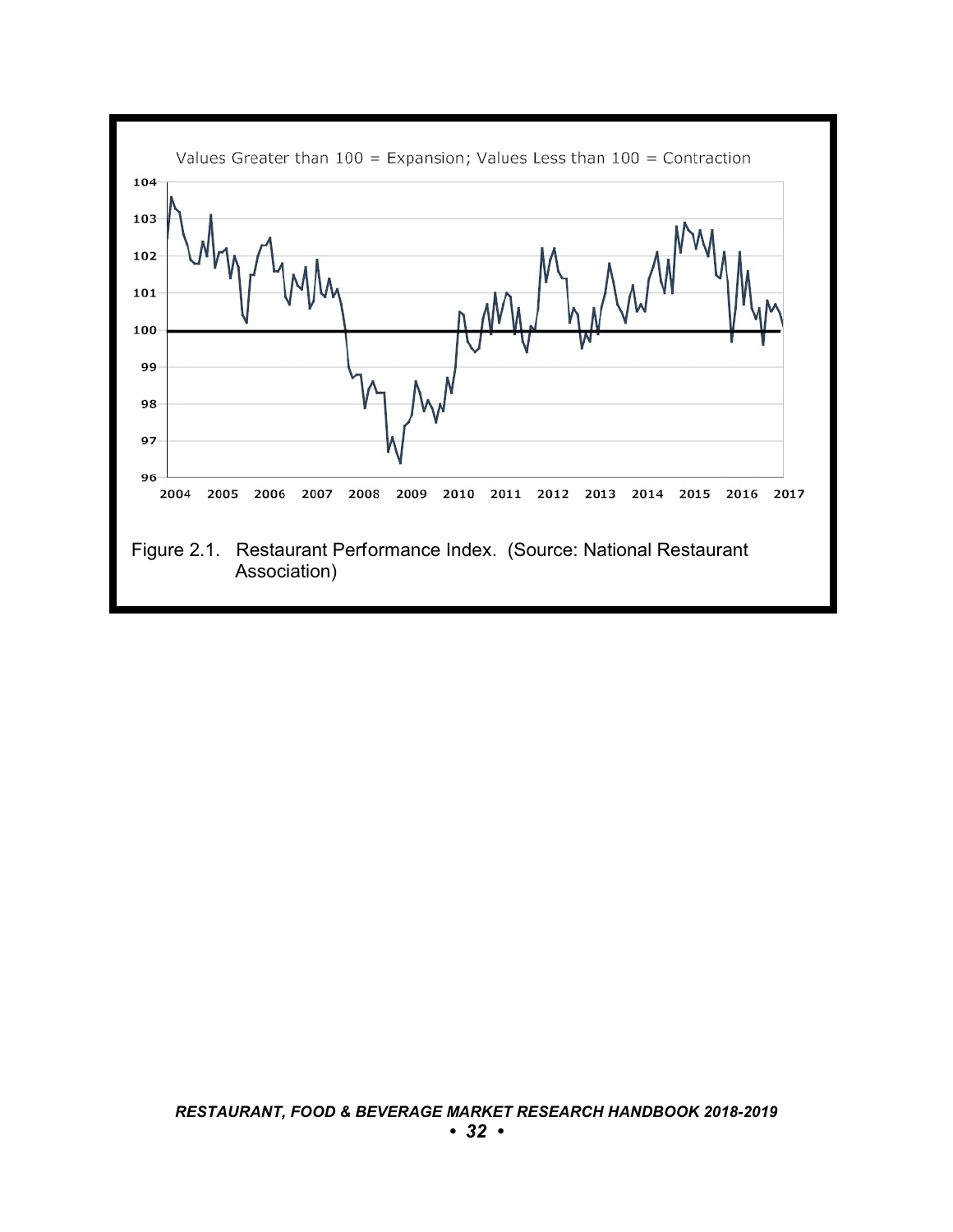Values Greater than 100 = Expansion; Values Less than 100 = Contraction

Figure 2.1. Restaurant Performance Index. (Source: National Restaurant Association)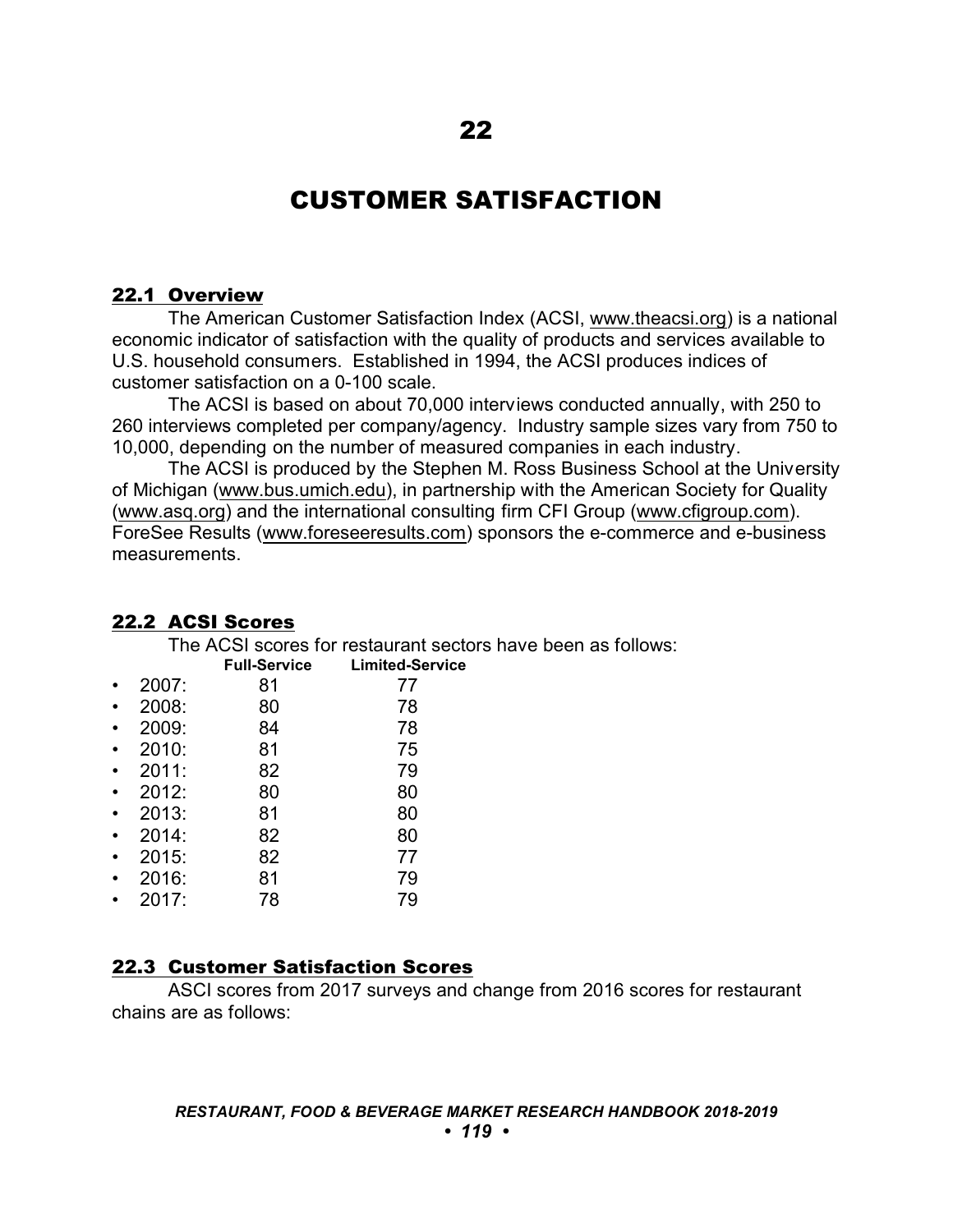# 22

# CUSTOMER SATISFACTION

## 22.1 Overview

The American Customer Satisfaction Index (ACSI, www.theacsi.org) is a national economic indicator of satisfaction with the quality of products and services available to U.S. household consumers. Established in 1994, the ACSI produces indices of customer satisfaction on a 0-100 scale.

The ACSI is based on about 70,000 interviews conducted annually, with 250 to 260 interviews completed per company/agency. Industry sample sizes vary from 750 to 10,000, depending on the number of measured companies in each industry.

The ACSI is produced by the Stephen M. Ross Business School at the University of Michigan (www.bus.umich.edu), in partnership with the American Society for Quality (www.asq.org) and the international consulting firm CFI Group (www.cfigroup.com). ForeSee Results (www.foreseeresults.com) sponsors the e-commerce and e-business measurements.

## 22.2 ACSI Scores

The ACSI scores for restaurant sectors have been as follows:

| | Full-Service | Limited-Service |
|---|---|---|
| • 2007: | 81 | 77 |
| • 2008: | 80 | 78 |
| • 2009: | 84 | 78 |
| • 2010: | 81 | 75 |
| • 2011: | 82 | 79 |
| • 2012: | 80 | 80 |
| • 2013: | 81 | 80 |
| • 2014: | 82 | 80 |
| • 2015: | 82 | 77 |
| • 2016: | 81 | 79 |
| • 2017: | 78 | 79 |

## 22.3 Customer Satisfaction Scores

ASCI scores from 2017 surveys and change from 2016 scores for restaurant chains are as follows: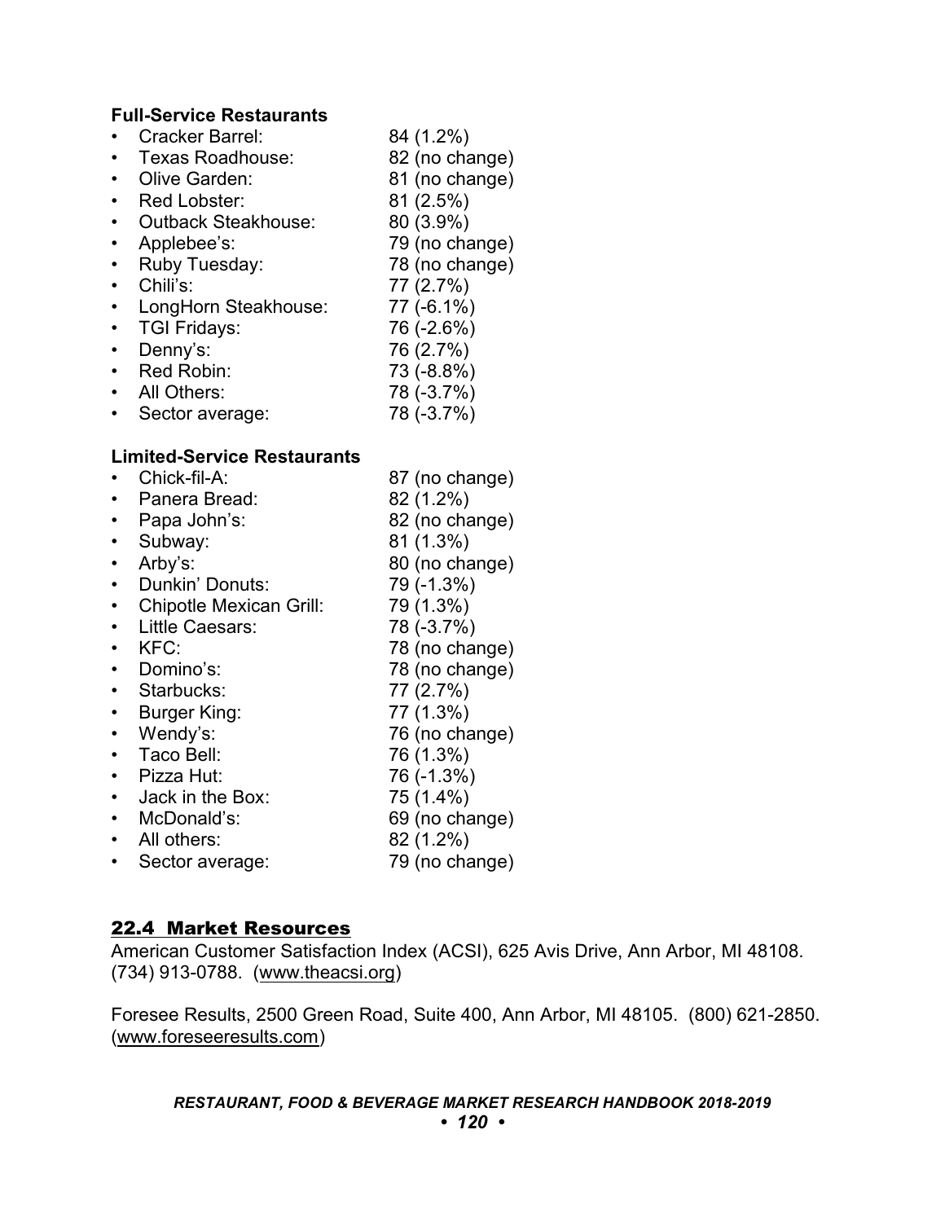**Full-Service Restaurants**

- Cracker Barrel: 84 (1.2%)
- Texas Roadhouse: 82 (no change)
- Olive Garden: 81 (no change)
- Red Lobster: 81 (2.5%)
- Outback Steakhouse: 80 (3.9%)
- Applebee's: 79 (no change)
- Ruby Tuesday: 78 (no change)
- Chili's: 77 (2.7%)
- LongHorn Steakhouse: 77 (-6.1%)
- TGI Fridays: 76 (-2.6%)
- Denny's: 76 (2.7%)
- Red Robin: 73 (-8.8%)
- All Others: 78 (-3.7%)
- Sector average: 78 (-3.7%)

**Limited-Service Restaurants**

- Chick-fil-A: 87 (no change)
- Panera Bread: 82 (1.2%)
- Papa John's: 82 (no change)
- Subway: 81 (1.3%)
- Arby's: 80 (no change)
- Dunkin' Donuts: 79 (-1.3%)
- Chipotle Mexican Grill: 79 (1.3%)
- Little Caesars: 78 (-3.7%)
- KFC: 78 (no change)
- Domino's: 78 (no change)
- Starbucks: 77 (2.7%)
- Burger King: 77 (1.3%)
- Wendy's: 76 (no change)
- Taco Bell: 76 (1.3%)
- Pizza Hut: 76 (-1.3%)
- Jack in the Box: 75 (1.4%)
- McDonald's: 69 (no change)
- All others: 82 (1.2%)
- Sector average: 79 (no change)

## 22.4 Market Resources

American Customer Satisfaction Index (ACSI), 625 Avis Drive, Ann Arbor, MI 48108. (734) 913-0788. (www.theacsi.org)

Foresee Results, 2500 Green Road, Suite 400, Ann Arbor, MI 48105. (800) 621-2850. (www.foreseeresults.com)